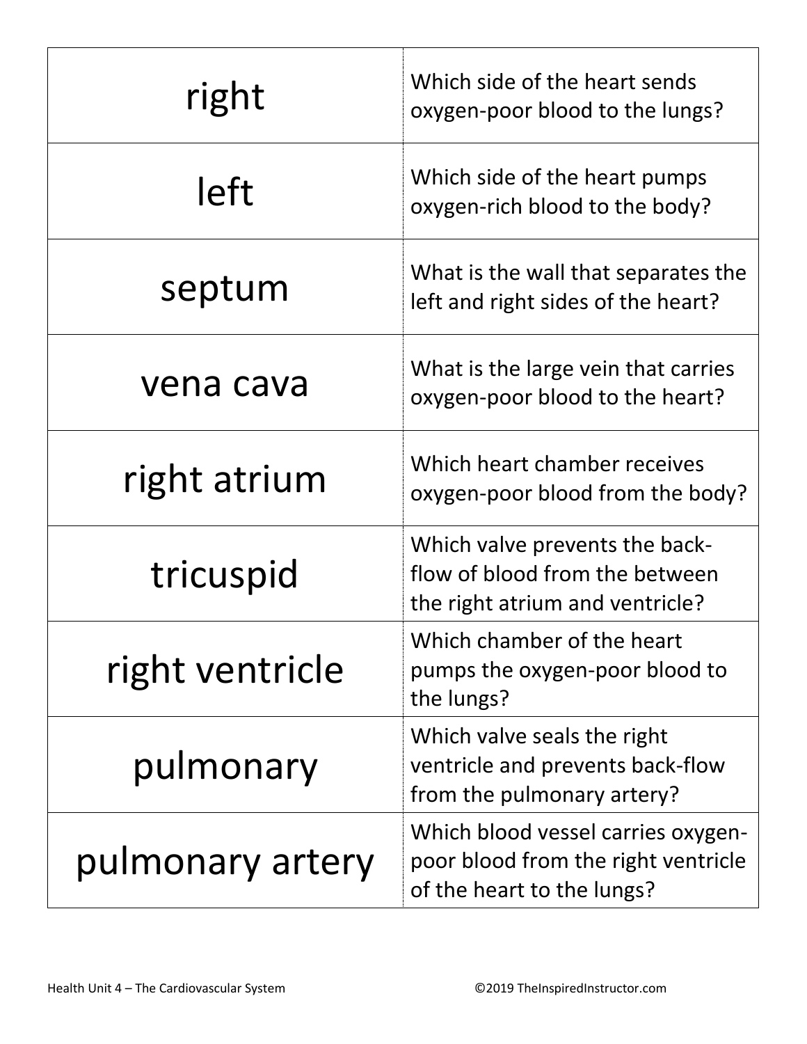| | |
|---|---|
| right | Which side of the heart sends oxygen-poor blood to the lungs? |
| left | Which side of the heart pumps oxygen-rich blood to the body? |
| septum | What is the wall that separates the left and right sides of the heart? |
| vena cava | What is the large vein that carries oxygen-poor blood to the heart? |
| right atrium | Which heart chamber receives oxygen-poor blood from the body? |
| tricuspid | Which valve prevents the back-flow of blood from the between the right atrium and ventricle? |
| right ventricle | Which chamber of the heart pumps the oxygen-poor blood to the lungs? |
| pulmonary | Which valve seals the right ventricle and prevents back-flow from the pulmonary artery? |
| pulmonary artery | Which blood vessel carries oxygen-poor blood from the right ventricle of the heart to the lungs? |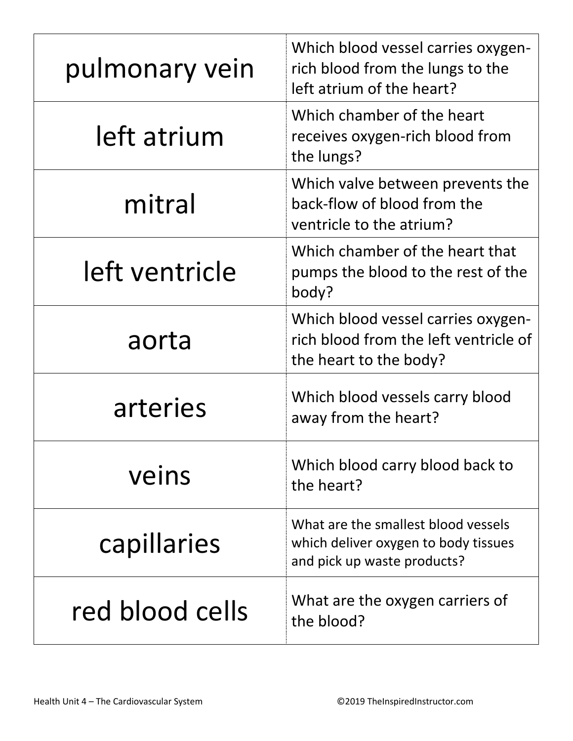| | |
|---|---|
| pulmonary vein | Which blood vessel carries oxygen-rich blood from the lungs to the left atrium of the heart? |
| left atrium | Which chamber of the heart receives oxygen-rich blood from the lungs? |
| mitral | Which valve between prevents the back-flow of blood from the ventricle to the atrium? |
| left ventricle | Which chamber of the heart that pumps the blood to the rest of the body? |
| aorta | Which blood vessel carries oxygen-rich blood from the left ventricle of the heart to the body? |
| arteries | Which blood vessels carry blood away from the heart? |
| veins | Which blood carry blood back to the heart? |
| capillaries | What are the smallest blood vessels which deliver oxygen to body tissues and pick up waste products? |
| red blood cells | What are the oxygen carriers of the blood? |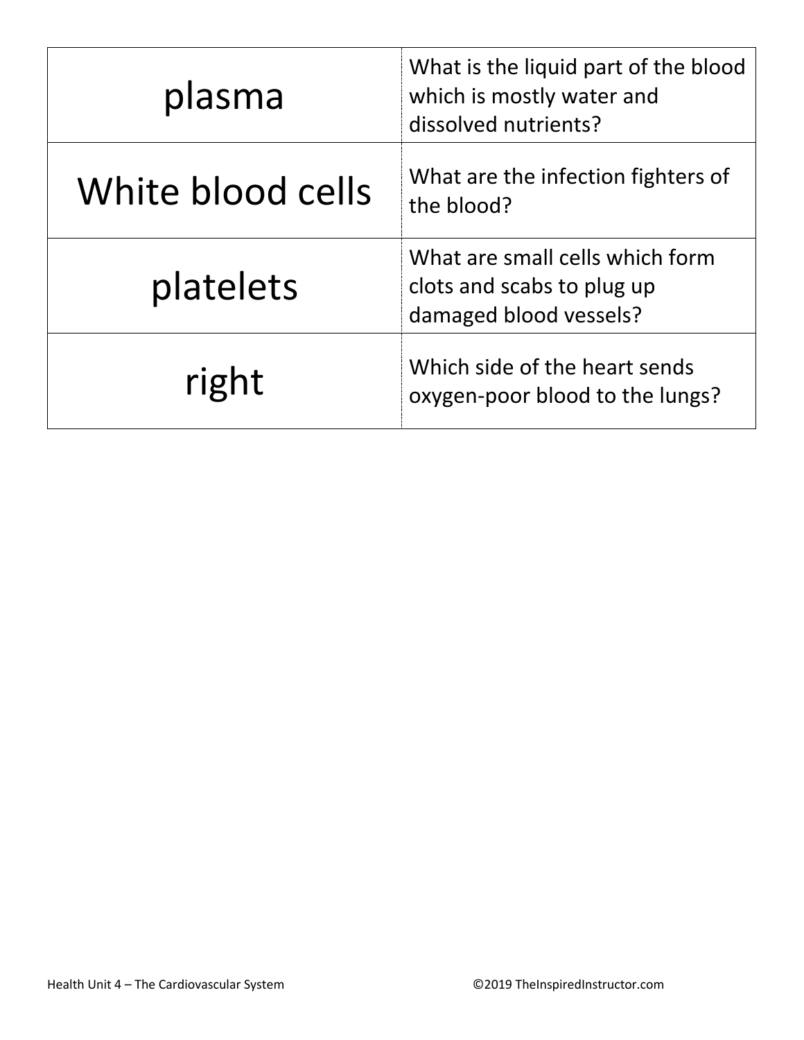| | |
|---|---|
| plasma | What is the liquid part of the blood which is mostly water and dissolved nutrients? |
| White blood cells | What are the infection fighters of the blood? |
| platelets | What are small cells which form clots and scabs to plug up damaged blood vessels? |
| right | Which side of the heart sends oxygen-poor blood to the lungs? |